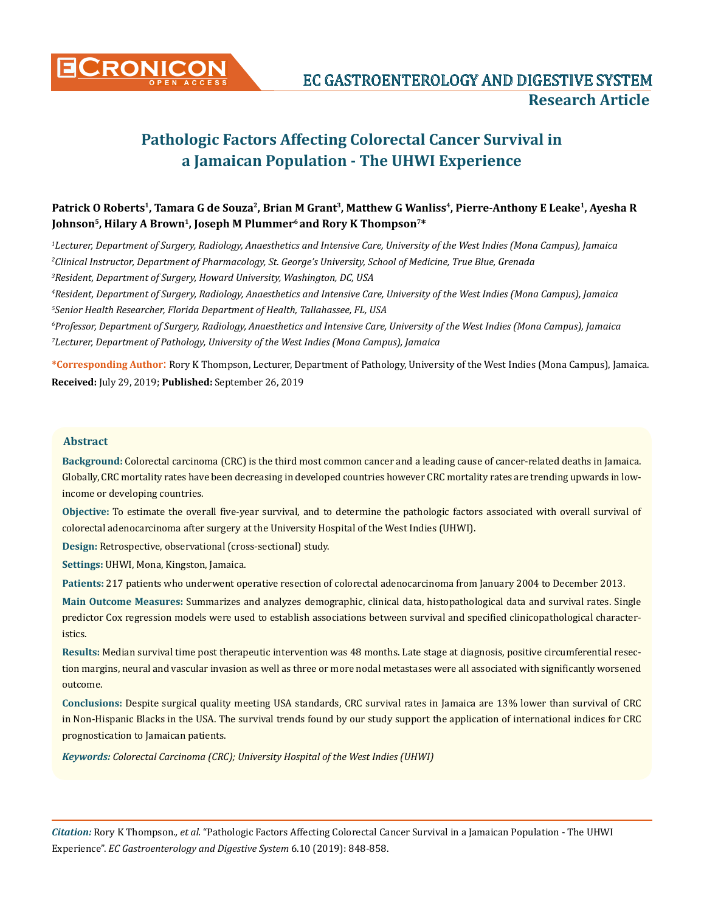# Pathologic Factors Affecting Colorectal Cancer Survival in a Jamaican Population - The UHWI Experience

**Patrick O Roberts[1], Tamara G de Souza[2], Brian M Grant[3], Matthew G Wanliss[4], Pierre-Anthony E Leake[1], Ayesha R Johnson[5], Hilary A Brown[1], Joseph M Plummer[6] and Rory K Thompson[7]***

[1]*Lecturer, Department of Surgery, Radiology, Anaesthetics and Intensive Care, University of the West Indies (Mona Campus), Jamaica*

[2]*Clinical Instructor, Department of Pharmacology, St. George's University, School of Medicine, True Blue, Grenada*

[3]*Resident, Department of Surgery, Howard University, Washington, DC, USA*

[4]*Resident, Department of Surgery, Radiology, Anaesthetics and Intensive Care, University of the West Indies (Mona Campus), Jamaica*

[5]*Senior Health Researcher, Florida Department of Health, Tallahassee, FL, USA*

[6]*Professor, Department of Surgery, Radiology, Anaesthetics and Intensive Care, University of the West Indies (Mona Campus), Jamaica*

[7]*Lecturer, Department of Pathology, University of the West Indies (Mona Campus), Jamaica*

***Corresponding Author:** Rory K Thompson, Lecturer, Department of Pathology, University of the West Indies (Mona Campus), Jamaica.

**Received:** July 29, 2019; **Published:** September 26, 2019

## Abstract

**Background:** Colorectal carcinoma (CRC) is the third most common cancer and a leading cause of cancer-related deaths in Jamaica. Globally, CRC mortality rates have been decreasing in developed countries however CRC mortality rates are trending upwards in low-income or developing countries.

**Objective:** To estimate the overall five-year survival, and to determine the pathologic factors associated with overall survival of colorectal adenocarcinoma after surgery at the University Hospital of the West Indies (UHWI).

**Design:** Retrospective, observational (cross-sectional) study.

**Settings:** UHWI, Mona, Kingston, Jamaica.

**Patients:** 217 patients who underwent operative resection of colorectal adenocarcinoma from January 2004 to December 2013.

**Main Outcome Measures:** Summarizes and analyzes demographic, clinical data, histopathological data and survival rates. Single predictor Cox regression models were used to establish associations between survival and specified clinicopathological characteristics.

**Results:** Median survival time post therapeutic intervention was 48 months. Late stage at diagnosis, positive circumferential resection margins, neural and vascular invasion as well as three or more nodal metastases were all associated with significantly worsened outcome.

**Conclusions:** Despite surgical quality meeting USA standards, CRC survival rates in Jamaica are 13% lower than survival of CRC in Non-Hispanic Blacks in the USA. The survival trends found by our study support the application of international indices for CRC prognostication to Jamaican patients.

***Keywords:** Colorectal Carcinoma (CRC); University Hospital of the West Indies (UHWI)*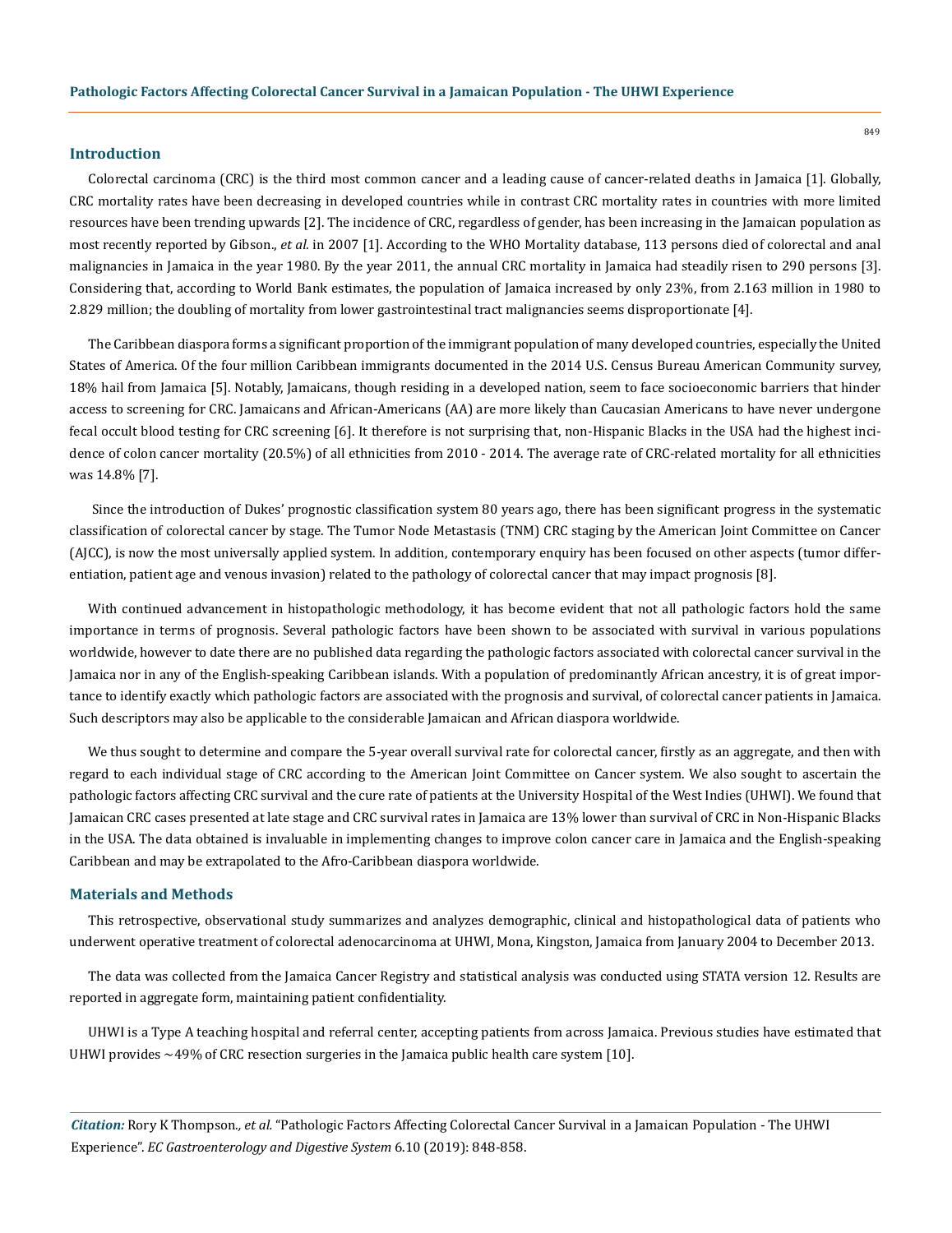## Introduction

Colorectal carcinoma (CRC) is the third most common cancer and a leading cause of cancer-related deaths in Jamaica [1]. Globally, CRC mortality rates have been decreasing in developed countries while in contrast CRC mortality rates in countries with more limited resources have been trending upwards [2]. The incidence of CRC, regardless of gender, has been increasing in the Jamaican population as most recently reported by Gibson., *et al.* in 2007 [1]. According to the WHO Mortality database, 113 persons died of colorectal and anal malignancies in Jamaica in the year 1980. By the year 2011, the annual CRC mortality in Jamaica had steadily risen to 290 persons [3]. Considering that, according to World Bank estimates, the population of Jamaica increased by only 23%, from 2.163 million in 1980 to 2.829 million; the doubling of mortality from lower gastrointestinal tract malignancies seems disproportionate [4].

The Caribbean diaspora forms a significant proportion of the immigrant population of many developed countries, especially the United States of America. Of the four million Caribbean immigrants documented in the 2014 U.S. Census Bureau American Community survey, 18% hail from Jamaica [5]. Notably, Jamaicans, though residing in a developed nation, seem to face socioeconomic barriers that hinder access to screening for CRC. Jamaicans and African-Americans (AA) are more likely than Caucasian Americans to have never undergone fecal occult blood testing for CRC screening [6]. It therefore is not surprising that, non-Hispanic Blacks in the USA had the highest incidence of colon cancer mortality (20.5%) of all ethnicities from 2010 - 2014. The average rate of CRC-related mortality for all ethnicities was 14.8% [7].

Since the introduction of Dukes' prognostic classification system 80 years ago, there has been significant progress in the systematic classification of colorectal cancer by stage. The Tumor Node Metastasis (TNM) CRC staging by the American Joint Committee on Cancer (AJCC), is now the most universally applied system. In addition, contemporary enquiry has been focused on other aspects (tumor differentiation, patient age and venous invasion) related to the pathology of colorectal cancer that may impact prognosis [8].

With continued advancement in histopathologic methodology, it has become evident that not all pathologic factors hold the same importance in terms of prognosis. Several pathologic factors have been shown to be associated with survival in various populations worldwide, however to date there are no published data regarding the pathologic factors associated with colorectal cancer survival in the Jamaica nor in any of the English-speaking Caribbean islands. With a population of predominantly African ancestry, it is of great importance to identify exactly which pathologic factors are associated with the prognosis and survival, of colorectal cancer patients in Jamaica. Such descriptors may also be applicable to the considerable Jamaican and African diaspora worldwide.

We thus sought to determine and compare the 5-year overall survival rate for colorectal cancer, firstly as an aggregate, and then with regard to each individual stage of CRC according to the American Joint Committee on Cancer system. We also sought to ascertain the pathologic factors affecting CRC survival and the cure rate of patients at the University Hospital of the West Indies (UHWI). We found that Jamaican CRC cases presented at late stage and CRC survival rates in Jamaica are 13% lower than survival of CRC in Non-Hispanic Blacks in the USA. The data obtained is invaluable in implementing changes to improve colon cancer care in Jamaica and the English-speaking Caribbean and may be extrapolated to the Afro-Caribbean diaspora worldwide.

## Materials and Methods

This retrospective, observational study summarizes and analyzes demographic, clinical and histopathological data of patients who underwent operative treatment of colorectal adenocarcinoma at UHWI, Mona, Kingston, Jamaica from January 2004 to December 2013.

The data was collected from the Jamaica Cancer Registry and statistical analysis was conducted using STATA version 12. Results are reported in aggregate form, maintaining patient confidentiality.

UHWI is a Type A teaching hospital and referral center, accepting patients from across Jamaica. Previous studies have estimated that UHWI provides ~49% of CRC resection surgeries in the Jamaica public health care system [10].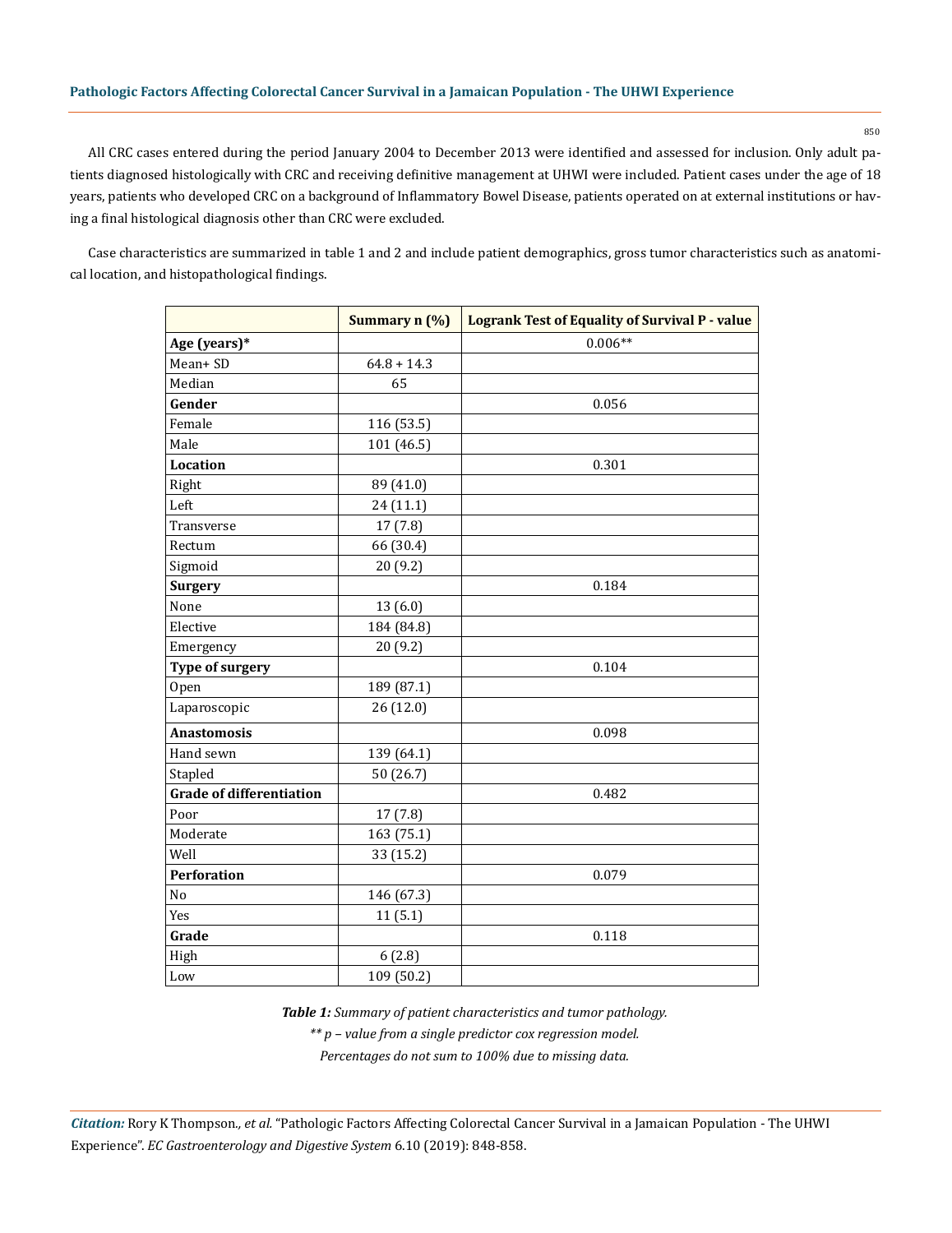All CRC cases entered during the period January 2004 to December 2013 were identified and assessed for inclusion. Only adult patients diagnosed histologically with CRC and receiving definitive management at UHWI were included. Patient cases under the age of 18 years, patients who developed CRC on a background of Inflammatory Bowel Disease, patients operated on at external institutions or having a final histological diagnosis other than CRC were excluded.

Case characteristics are summarized in table 1 and 2 and include patient demographics, gross tumor characteristics such as anatomical location, and histopathological findings.

| | Summary n (%) | Logrank Test of Equality of Survival P - value |
|---|---|---|
| **Age (years)*** | | 0.006** |
| Mean+ SD | 64.8 + 14.3 | |
| Median | 65 | |
| **Gender** | | 0.056 |
| Female | 116 (53.5) | |
| Male | 101 (46.5) | |
| **Location** | | 0.301 |
| Right | 89 (41.0) | |
| Left | 24 (11.1) | |
| Transverse | 17 (7.8) | |
| Rectum | 66 (30.4) | |
| Sigmoid | 20 (9.2) | |
| **Surgery** | | 0.184 |
| None | 13 (6.0) | |
| Elective | 184 (84.8) | |
| Emergency | 20 (9.2) | |
| **Type of surgery** | | 0.104 |
| Open | 189 (87.1) | |
| Laparoscopic | 26 (12.0) | |
| **Anastomosis** | | 0.098 |
| Hand sewn | 139 (64.1) | |
| Stapled | 50 (26.7) | |
| **Grade of differentiation** | | 0.482 |
| Poor | 17 (7.8) | |
| Moderate | 163 (75.1) | |
| Well | 33 (15.2) | |
| **Perforation** | | 0.079 |
| No | 146 (67.3) | |
| Yes | 11 (5.1) | |
| **Grade** | | 0.118 |
| High | 6 (2.8) | |
| Low | 109 (50.2) | |

***Table 1:** Summary of patient characteristics and tumor pathology.*

*** p – value from a single predictor cox regression model.*

*Percentages do not sum to 100% due to missing data.*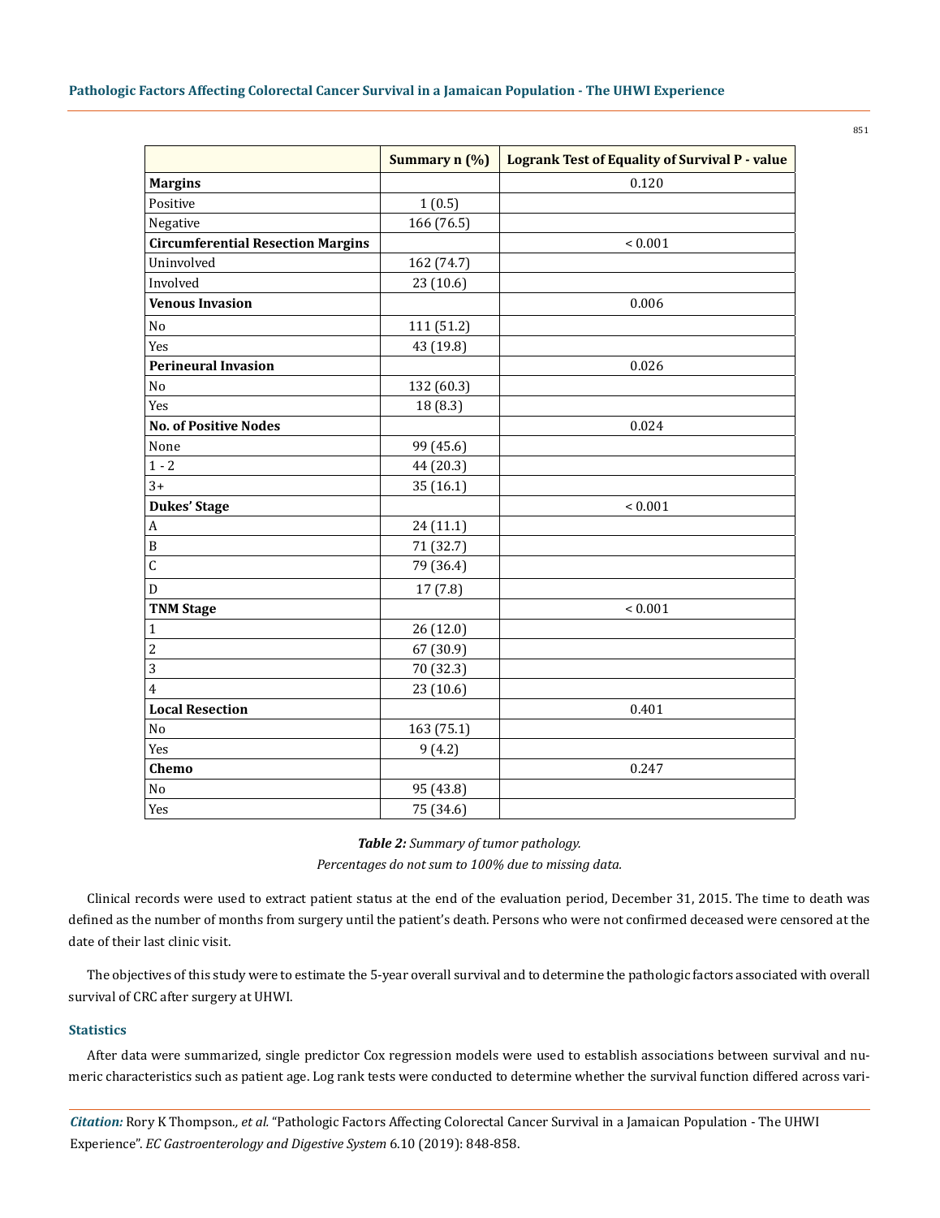|  | Summary n (%) | Logrank Test of Equality of Survival P - value |
|---|---|---|
| **Margins** |  | 0.120 |
| Positive | 1 (0.5) |  |
| Negative | 166 (76.5) |  |
| **Circumferential Resection Margins** |  | < 0.001 |
| Uninvolved | 162 (74.7) |  |
| Involved | 23 (10.6) |  |
| **Venous Invasion** |  | 0.006 |
| No | 111 (51.2) |  |
| Yes | 43 (19.8) |  |
| **Perineural Invasion** |  | 0.026 |
| No | 132 (60.3) |  |
| Yes | 18 (8.3) |  |
| **No. of Positive Nodes** |  | 0.024 |
| None | 99 (45.6) |  |
| 1 - 2 | 44 (20.3) |  |
| 3+ | 35 (16.1) |  |
| **Dukes' Stage** |  | < 0.001 |
| A | 24 (11.1) |  |
| B | 71 (32.7) |  |
| C | 79 (36.4) |  |
| D | 17 (7.8) |  |
| **TNM Stage** |  | < 0.001 |
| 1 | 26 (12.0) |  |
| 2 | 67 (30.9) |  |
| 3 | 70 (32.3) |  |
| 4 | 23 (10.6) |  |
| **Local Resection** |  | 0.401 |
| No | 163 (75.1) |  |
| Yes | 9 (4.2) |  |
| **Chemo** |  | 0.247 |
| No | 95 (43.8) |  |
| Yes | 75 (34.6) |  |

***Table 2:*** *Summary of tumor pathology.*
*Percentages do not sum to 100% due to missing data.*

Clinical records were used to extract patient status at the end of the evaluation period, December 31, 2015. The time to death was defined as the number of months from surgery until the patient's death. Persons who were not confirmed deceased were censored at the date of their last clinic visit.

The objectives of this study were to estimate the 5-year overall survival and to determine the pathologic factors associated with overall survival of CRC after surgery at UHWI.

### Statistics

After data were summarized, single predictor Cox regression models were used to establish associations between survival and numeric characteristics such as patient age. Log rank tests were conducted to determine whether the survival function differed across vari-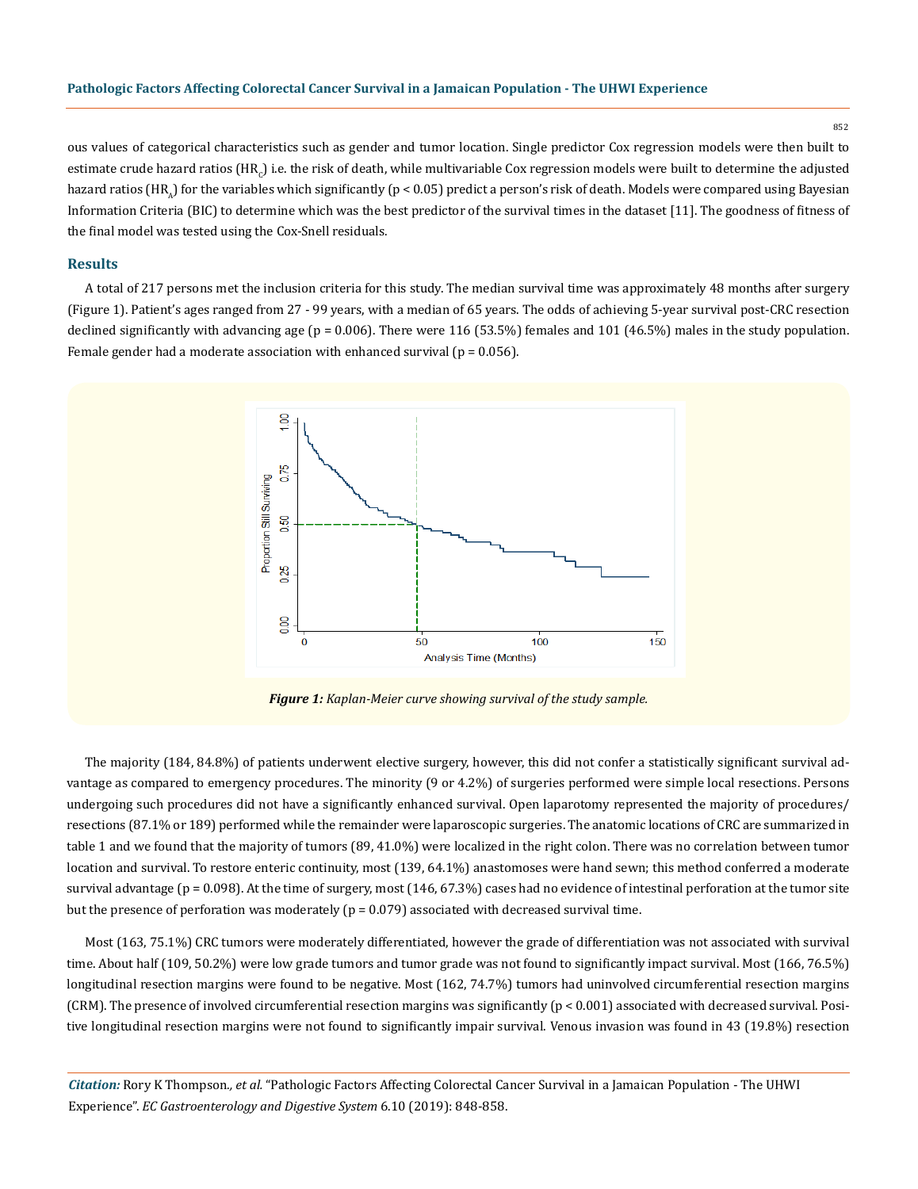ous values of categorical characteristics such as gender and tumor location. Single predictor Cox regression models were then built to estimate crude hazard ratios ($HR_c$) i.e. the risk of death, while multivariable Cox regression models were built to determine the adjusted hazard ratios ($HR_A$) for the variables which significantly ($p < 0.05$) predict a person's risk of death. Models were compared using Bayesian Information Criteria (BIC) to determine which was the best predictor of the survival times in the dataset [11]. The goodness of fitness of the final model was tested using the Cox-Snell residuals.

## Results

A total of 217 persons met the inclusion criteria for this study. The median survival time was approximately 48 months after surgery (Figure 1). Patient's ages ranged from 27 - 99 years, with a median of 65 years. The odds of achieving 5-year survival post-CRC resection declined significantly with advancing age ($p = 0.006$). There were 116 (53.5%) females and 101 (46.5%) males in the study population. Female gender had a moderate association with enhanced survival ($p = 0.056$).

***Figure 1:*** *Kaplan-Meier curve showing survival of the study sample.*

The majority (184, 84.8%) of patients underwent elective surgery, however, this did not confer a statistically significant survival advantage as compared to emergency procedures. The minority (9 or 4.2%) of surgeries performed were simple local resections. Persons undergoing such procedures did not have a significantly enhanced survival. Open laparotomy represented the majority of procedures/resections (87.1% or 189) performed while the remainder were laparoscopic surgeries. The anatomic locations of CRC are summarized in table 1 and we found that the majority of tumors (89, 41.0%) were localized in the right colon. There was no correlation between tumor location and survival. To restore enteric continuity, most (139, 64.1%) anastomoses were hand sewn; this method conferred a moderate survival advantage ($p = 0.098$). At the time of surgery, most (146, 67.3%) cases had no evidence of intestinal perforation at the tumor site but the presence of perforation was moderately ($p = 0.079$) associated with decreased survival time.

Most (163, 75.1%) CRC tumors were moderately differentiated, however the grade of differentiation was not associated with survival time. About half (109, 50.2%) were low grade tumors and tumor grade was not found to significantly impact survival. Most (166, 76.5%) longitudinal resection margins were found to be negative. Most (162, 74.7%) tumors had uninvolved circumferential resection margins (CRM). The presence of involved circumferential resection margins was significantly ($p < 0.001$) associated with decreased survival. Positive longitudinal resection margins were not found to significantly impair survival. Venous invasion was found in 43 (19.8%) resection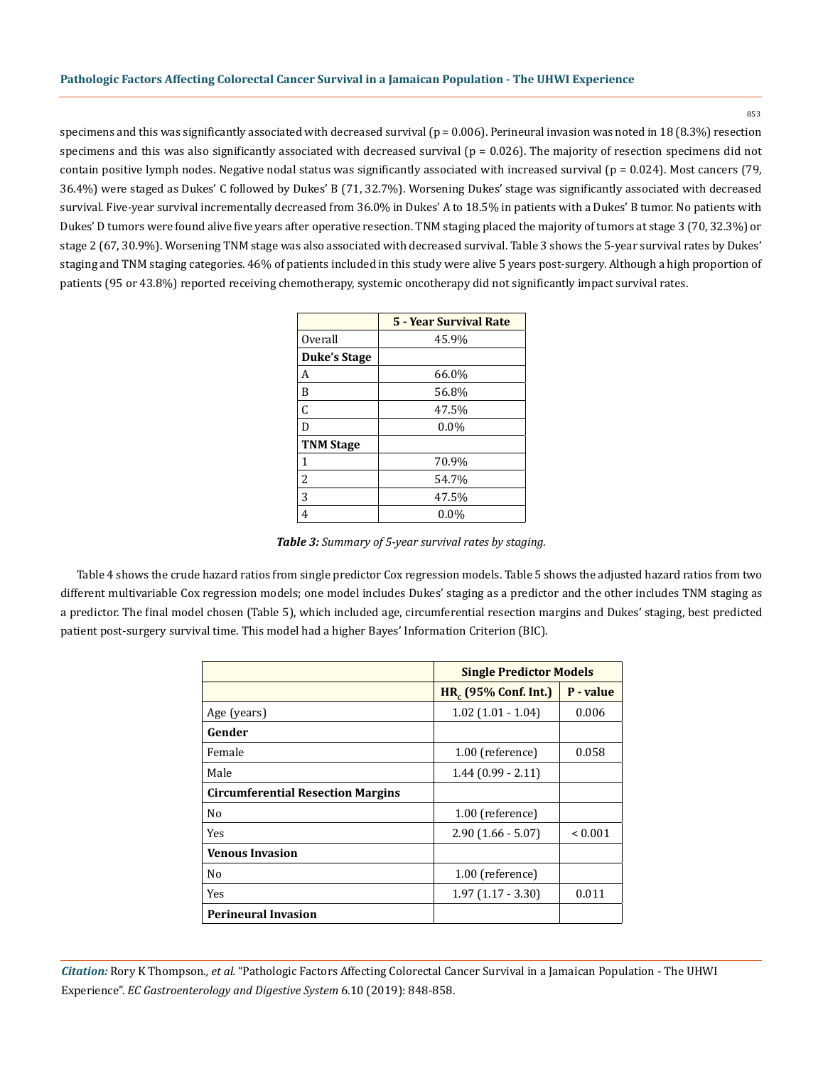specimens and this was significantly associated with decreased survival (p = 0.006). Perineural invasion was noted in 18 (8.3%) resection specimens and this was also significantly associated with decreased survival (p = 0.026). The majority of resection specimens did not contain positive lymph nodes. Negative nodal status was significantly associated with increased survival (p = 0.024). Most cancers (79, 36.4%) were staged as Dukes' C followed by Dukes' B (71, 32.7%). Worsening Dukes' stage was significantly associated with decreased survival. Five-year survival incrementally decreased from 36.0% in Dukes' A to 18.5% in patients with a Dukes' B tumor. No patients with Dukes' D tumors were found alive five years after operative resection. TNM staging placed the majority of tumors at stage 3 (70, 32.3%) or stage 2 (67, 30.9%). Worsening TNM stage was also associated with decreased survival. Table 3 shows the 5-year survival rates by Dukes' staging and TNM staging categories. 46% of patients included in this study were alive 5 years post-surgery. Although a high proportion of patients (95 or 43.8%) reported receiving chemotherapy, systemic oncotherapy did not significantly impact survival rates.

| | 5 - Year Survival Rate |
|---|---|
| Overall | 45.9% |
| **Duke's Stage** | |
| A | 66.0% |
| B | 56.8% |
| C | 47.5% |
| D | 0.0% |
| **TNM Stage** | |
| 1 | 70.9% |
| 2 | 54.7% |
| 3 | 47.5% |
| 4 | 0.0% |

***Table 3:*** *Summary of 5-year survival rates by staging.*

Table 4 shows the crude hazard ratios from single predictor Cox regression models. Table 5 shows the adjusted hazard ratios from two different multivariable Cox regression models; one model includes Dukes' staging as a predictor and the other includes TNM staging as a predictor. The final model chosen (Table 5), which included age, circumferential resection margins and Dukes' staging, best predicted patient post-surgery survival time. This model had a higher Bayes' Information Criterion (BIC).

| | **Single Predictor Models** | |
|---|---|---|
| | **$HR_c$ (95% Conf. Int.)** | **P - value** |
| Age (years) | 1.02 (1.01 - 1.04) | 0.006 |
| **Gender** | | |
| Female | 1.00 (reference) | 0.058 |
| Male | 1.44 (0.99 - 2.11) | |
| **Circumferential Resection Margins** | | |
| No | 1.00 (reference) | |
| Yes | 2.90 (1.66 - 5.07) | < 0.001 |
| **Venous Invasion** | | |
| No | 1.00 (reference) | |
| Yes | 1.97 (1.17 - 3.30) | 0.011 |
| **Perineural Invasion** | | |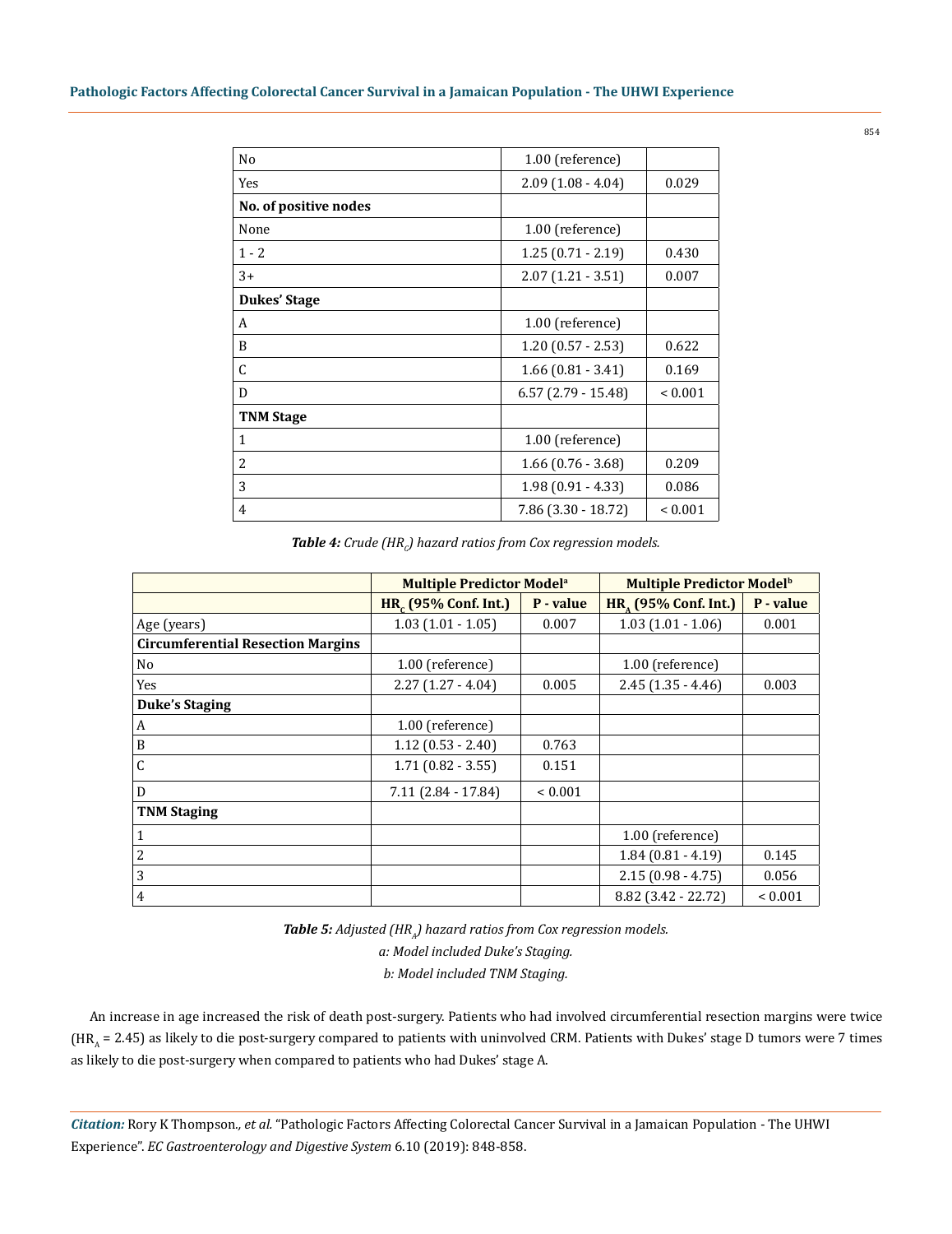| | | |
|---|---|---|
| No | 1.00 (reference) | |
| Yes | 2.09 (1.08 - 4.04) | 0.029 |
| **No. of positive nodes** | | |
| None | 1.00 (reference) | |
| 1 - 2 | 1.25 (0.71 - 2.19) | 0.430 |
| 3+ | 2.07 (1.21 - 3.51) | 0.007 |
| **Dukes' Stage** | | |
| A | 1.00 (reference) | |
| B | 1.20 (0.57 - 2.53) | 0.622 |
| C | 1.66 (0.81 - 3.41) | 0.169 |
| D | 6.57 (2.79 - 15.48) | < 0.001 |
| **TNM Stage** | | |
| 1 | 1.00 (reference) | |
| 2 | 1.66 (0.76 - 3.68) | 0.209 |
| 3 | 1.98 (0.91 - 4.33) | 0.086 |
| 4 | 7.86 (3.30 - 18.72) | < 0.001 |

***Table 4:*** *Crude ($HR_C$) hazard ratios from Cox regression models.*

| | **Multiple Predictor Model[a]** | | **Multiple Predictor Model[b]** | |
|---|---|---|---|---|
| | **$HR_C$ (95% Conf. Int.)** | **P - value** | **$HR_A$ (95% Conf. Int.)** | **P - value** |
| Age (years) | 1.03 (1.01 - 1.05) | 0.007 | 1.03 (1.01 - 1.06) | 0.001 |
| **Circumferential Resection Margins** | | | | |
| No | 1.00 (reference) | | 1.00 (reference) | |
| Yes | 2.27 (1.27 - 4.04) | 0.005 | 2.45 (1.35 - 4.46) | 0.003 |
| **Duke's Staging** | | | | |
| A | 1.00 (reference) | | | |
| B | 1.12 (0.53 - 2.40) | 0.763 | | |
| C | 1.71 (0.82 - 3.55) | 0.151 | | |
| D | 7.11 (2.84 - 17.84) | < 0.001 | | |
| **TNM Staging** | | | | |
| 1 | | | 1.00 (reference) | |
| 2 | | | 1.84 (0.81 - 4.19) | 0.145 |
| 3 | | | 2.15 (0.98 - 4.75) | 0.056 |
| 4 | | | 8.82 (3.42 - 22.72) | < 0.001 |

***Table 5:*** *Adjusted ($HR_A$) hazard ratios from Cox regression models.*

*a: Model included Duke's Staging.*

*b: Model included TNM Staging.*

An increase in age increased the risk of death post-surgery. Patients who had involved circumferential resection margins were twice ($HR_A$ = 2.45) as likely to die post-surgery compared to patients with uninvolved CRM. Patients with Dukes' stage D tumors were 7 times as likely to die post-surgery when compared to patients who had Dukes' stage A.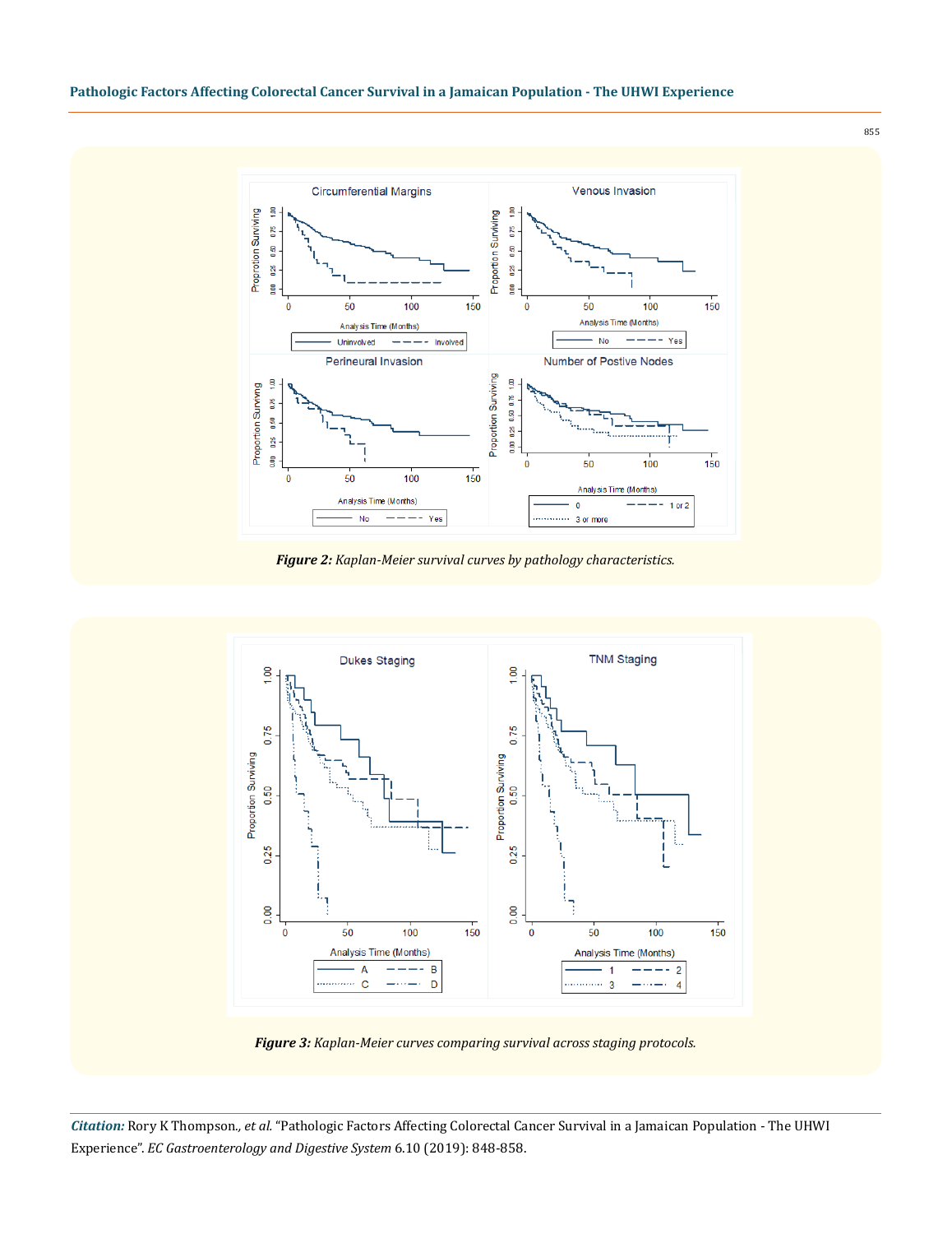**Figure 2:** *Kaplan-Meier survival curves by pathology characteristics.*

**Figure 3:** *Kaplan-Meier curves comparing survival across staging protocols.*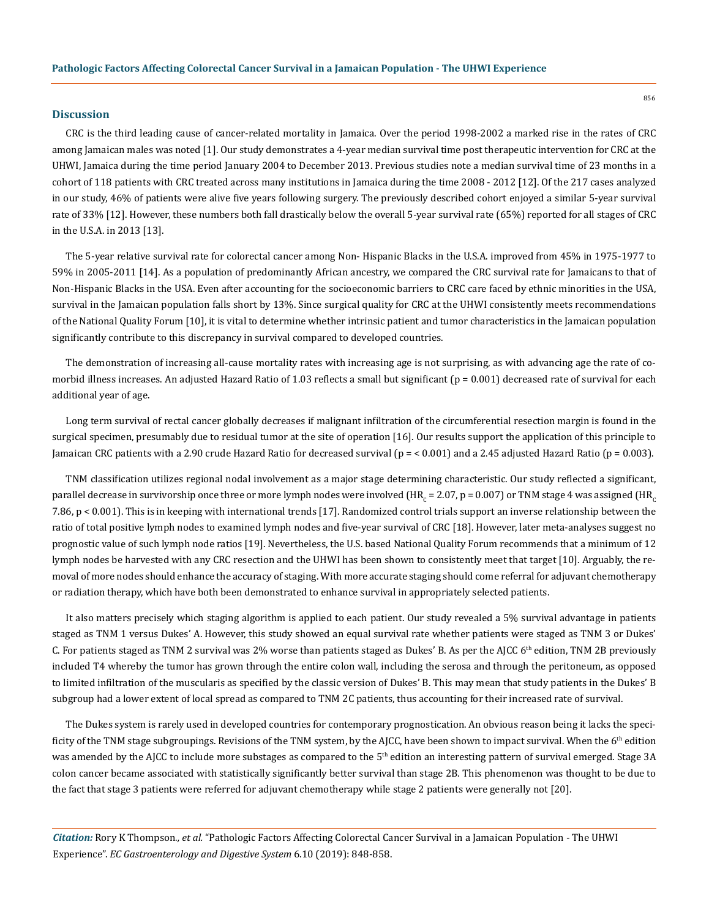## Discussion

CRC is the third leading cause of cancer-related mortality in Jamaica. Over the period 1998-2002 a marked rise in the rates of CRC among Jamaican males was noted [1]. Our study demonstrates a 4-year median survival time post therapeutic intervention for CRC at the UHWI, Jamaica during the time period January 2004 to December 2013. Previous studies note a median survival time of 23 months in a cohort of 118 patients with CRC treated across many institutions in Jamaica during the time 2008 - 2012 [12]. Of the 217 cases analyzed in our study, 46% of patients were alive five years following surgery. The previously described cohort enjoyed a similar 5-year survival rate of 33% [12]. However, these numbers both fall drastically below the overall 5-year survival rate (65%) reported for all stages of CRC in the U.S.A. in 2013 [13].

The 5-year relative survival rate for colorectal cancer among Non- Hispanic Blacks in the U.S.A. improved from 45% in 1975-1977 to 59% in 2005-2011 [14]. As a population of predominantly African ancestry, we compared the CRC survival rate for Jamaicans to that of Non-Hispanic Blacks in the USA. Even after accounting for the socioeconomic barriers to CRC care faced by ethnic minorities in the USA, survival in the Jamaican population falls short by 13%. Since surgical quality for CRC at the UHWI consistently meets recommendations of the National Quality Forum [10], it is vital to determine whether intrinsic patient and tumor characteristics in the Jamaican population significantly contribute to this discrepancy in survival compared to developed countries.

The demonstration of increasing all-cause mortality rates with increasing age is not surprising, as with advancing age the rate of co-morbid illness increases. An adjusted Hazard Ratio of 1.03 reflects a small but significant ($p = 0.001$) decreased rate of survival for each additional year of age.

Long term survival of rectal cancer globally decreases if malignant infiltration of the circumferential resection margin is found in the surgical specimen, presumably due to residual tumor at the site of operation [16]. Our results support the application of this principle to Jamaican CRC patients with a 2.90 crude Hazard Ratio for decreased survival ($p = < 0.001$) and a 2.45 adjusted Hazard Ratio ($p = 0.003$).

TNM classification utilizes regional nodal involvement as a major stage determining characteristic. Our study reflected a significant, parallel decrease in survivorship once three or more lymph nodes were involved ($HR_C = 2.07$, $p = 0.007$) or TNM stage 4 was assigned ($HR_C$ 7.86, $p < 0.001$). This is in keeping with international trends [17]. Randomized control trials support an inverse relationship between the ratio of total positive lymph nodes to examined lymph nodes and five-year survival of CRC [18]. However, later meta-analyses suggest no prognostic value of such lymph node ratios [19]. Nevertheless, the U.S. based National Quality Forum recommends that a minimum of 12 lymph nodes be harvested with any CRC resection and the UHWI has been shown to consistently meet that target [10]. Arguably, the removal of more nodes should enhance the accuracy of staging. With more accurate staging should come referral for adjuvant chemotherapy or radiation therapy, which have both been demonstrated to enhance survival in appropriately selected patients.

It also matters precisely which staging algorithm is applied to each patient. Our study revealed a 5% survival advantage in patients staged as TNM 1 versus Dukes' A. However, this study showed an equal survival rate whether patients were staged as TNM 3 or Dukes' C. For patients staged as TNM 2 survival was 2% worse than patients staged as Dukes' B. As per the AJCC 6th edition, TNM 2B previously included T4 whereby the tumor has grown through the entire colon wall, including the serosa and through the peritoneum, as opposed to limited infiltration of the muscularis as specified by the classic version of Dukes' B. This may mean that study patients in the Dukes' B subgroup had a lower extent of local spread as compared to TNM 2C patients, thus accounting for their increased rate of survival.

The Dukes system is rarely used in developed countries for contemporary prognostication. An obvious reason being it lacks the specificity of the TNM stage subgroupings. Revisions of the TNM system, by the AJCC, have been shown to impact survival. When the 6th edition was amended by the AJCC to include more substages as compared to the 5th edition an interesting pattern of survival emerged. Stage 3A colon cancer became associated with statistically significantly better survival than stage 2B. This phenomenon was thought to be due to the fact that stage 3 patients were referred for adjuvant chemotherapy while stage 2 patients were generally not [20].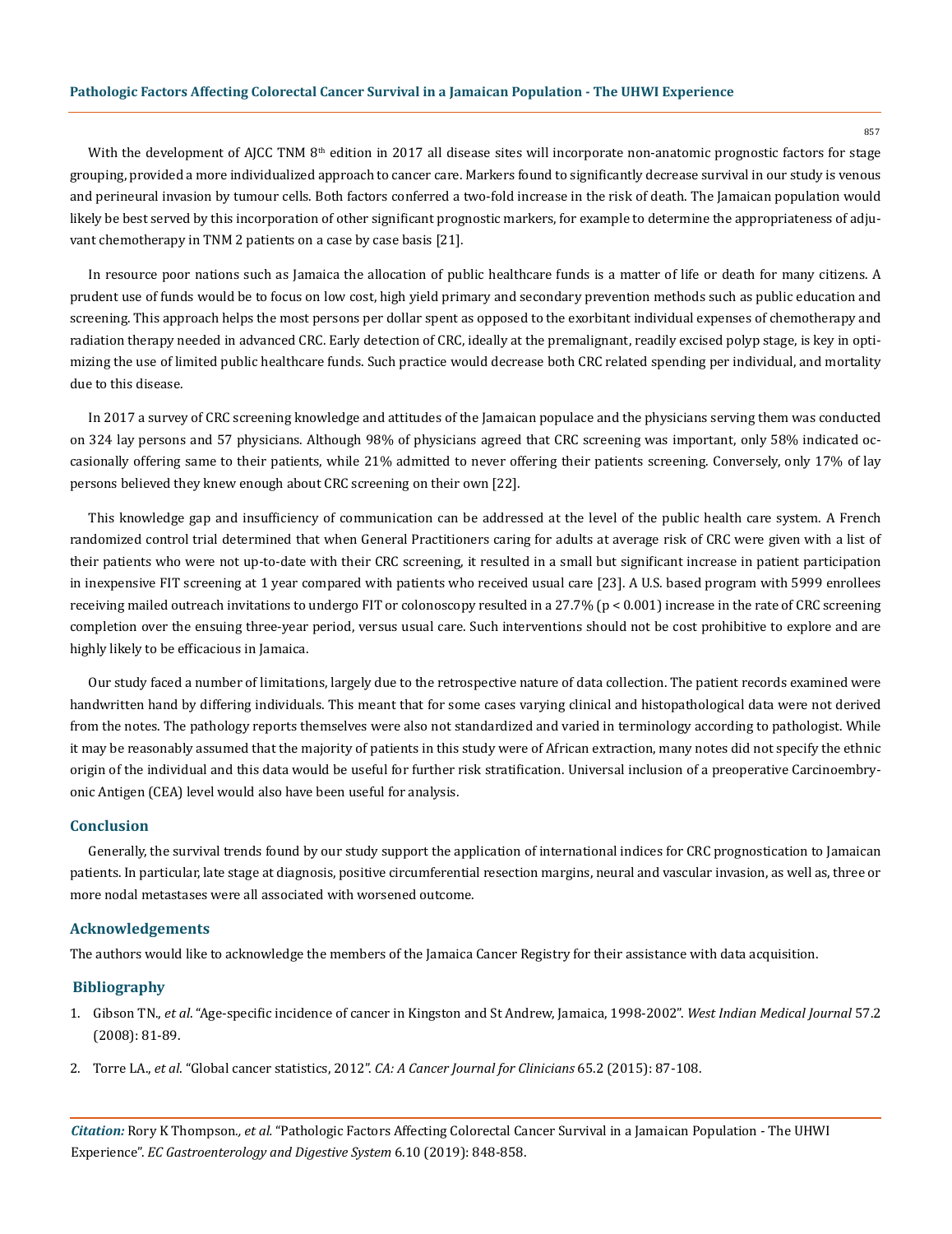With the development of AJCC TNM 8th edition in 2017 all disease sites will incorporate non-anatomic prognostic factors for stage grouping, provided a more individualized approach to cancer care. Markers found to significantly decrease survival in our study is venous and perineural invasion by tumour cells. Both factors conferred a two-fold increase in the risk of death. The Jamaican population would likely be best served by this incorporation of other significant prognostic markers, for example to determine the appropriateness of adjuvant chemotherapy in TNM 2 patients on a case by case basis [21].

In resource poor nations such as Jamaica the allocation of public healthcare funds is a matter of life or death for many citizens. A prudent use of funds would be to focus on low cost, high yield primary and secondary prevention methods such as public education and screening. This approach helps the most persons per dollar spent as opposed to the exorbitant individual expenses of chemotherapy and radiation therapy needed in advanced CRC. Early detection of CRC, ideally at the premalignant, readily excised polyp stage, is key in optimizing the use of limited public healthcare funds. Such practice would decrease both CRC related spending per individual, and mortality due to this disease.

In 2017 a survey of CRC screening knowledge and attitudes of the Jamaican populace and the physicians serving them was conducted on 324 lay persons and 57 physicians. Although 98% of physicians agreed that CRC screening was important, only 58% indicated occasionally offering same to their patients, while 21% admitted to never offering their patients screening. Conversely, only 17% of lay persons believed they knew enough about CRC screening on their own [22].

This knowledge gap and insufficiency of communication can be addressed at the level of the public health care system. A French randomized control trial determined that when General Practitioners caring for adults at average risk of CRC were given with a list of their patients who were not up-to-date with their CRC screening, it resulted in a small but significant increase in patient participation in inexpensive FIT screening at 1 year compared with patients who received usual care [23]. A U.S. based program with 5999 enrollees receiving mailed outreach invitations to undergo FIT or colonoscopy resulted in a 27.7% ($p < 0.001$) increase in the rate of CRC screening completion over the ensuing three-year period, versus usual care. Such interventions should not be cost prohibitive to explore and are highly likely to be efficacious in Jamaica.

Our study faced a number of limitations, largely due to the retrospective nature of data collection. The patient records examined were handwritten hand by differing individuals. This meant that for some cases varying clinical and histopathological data were not derived from the notes. The pathology reports themselves were also not standardized and varied in terminology according to pathologist. While it may be reasonably assumed that the majority of patients in this study were of African extraction, many notes did not specify the ethnic origin of the individual and this data would be useful for further risk stratification. Universal inclusion of a preoperative Carcinoembryonic Antigen (CEA) level would also have been useful for analysis.

## Conclusion

Generally, the survival trends found by our study support the application of international indices for CRC prognostication to Jamaican patients. In particular, late stage at diagnosis, positive circumferential resection margins, neural and vascular invasion, as well as, three or more nodal metastases were all associated with worsened outcome.

## Acknowledgements

The authors would like to acknowledge the members of the Jamaica Cancer Registry for their assistance with data acquisition.

## Bibliography

1. Gibson TN., *et al*. "Age-specific incidence of cancer in Kingston and St Andrew, Jamaica, 1998-2002". *West Indian Medical Journal* 57.2 (2008): 81-89.
2. Torre LA., *et al*. "Global cancer statistics, 2012". *CA: A Cancer Journal for Clinicians* 65.2 (2015): 87-108.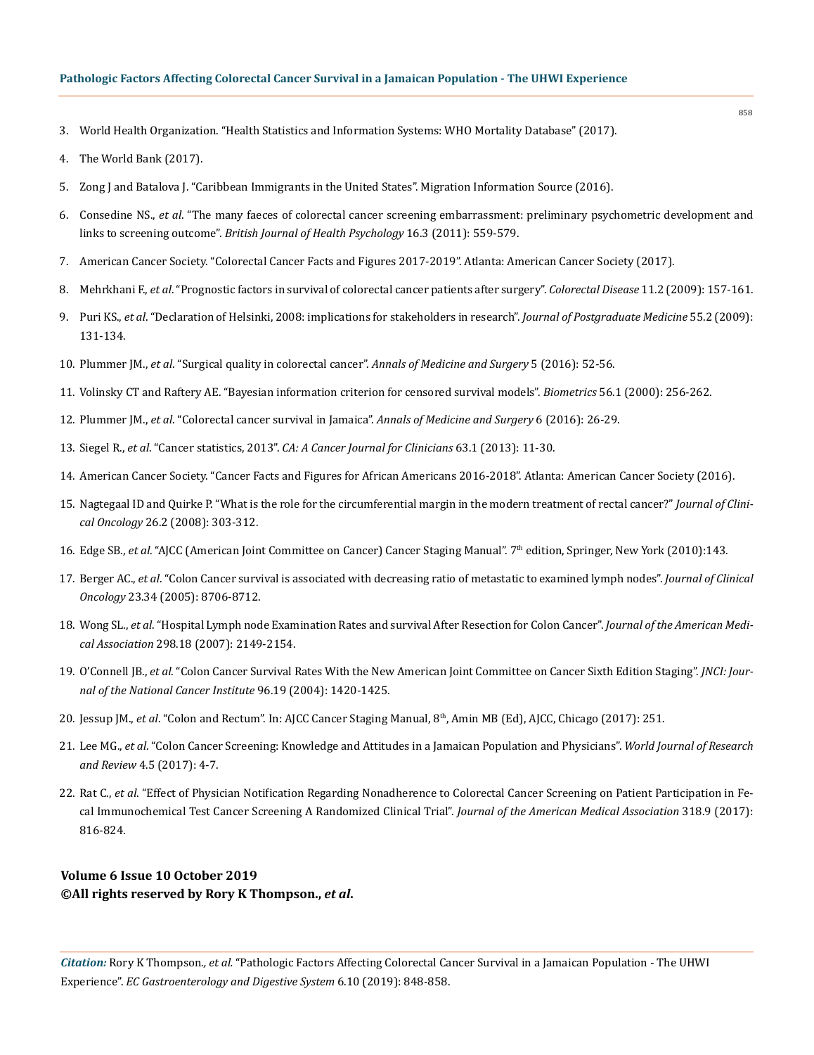3. World Health Organization. "Health Statistics and Information Systems: WHO Mortality Database" (2017).
4. The World Bank (2017).
5. Zong J and Batalova J. "Caribbean Immigrants in the United States". Migration Information Source (2016).
6. Consedine NS., *et al*. "The many faeces of colorectal cancer screening embarrassment: preliminary psychometric development and links to screening outcome". *British Journal of Health Psychology* 16.3 (2011): 559-579.
7. American Cancer Society. "Colorectal Cancer Facts and Figures 2017-2019". Atlanta: American Cancer Society (2017).
8. Mehrkhani F., *et al*. "Prognostic factors in survival of colorectal cancer patients after surgery". *Colorectal Disease* 11.2 (2009): 157-161.
9. Puri KS., *et al*. "Declaration of Helsinki, 2008: implications for stakeholders in research". *Journal of Postgraduate Medicine* 55.2 (2009): 131-134.
10. Plummer JM., *et al*. "Surgical quality in colorectal cancer". *Annals of Medicine and Surgery* 5 (2016): 52-56.
11. Volinsky CT and Raftery AE. "Bayesian information criterion for censored survival models". *Biometrics* 56.1 (2000): 256-262.
12. Plummer JM., *et al*. "Colorectal cancer survival in Jamaica". *Annals of Medicine and Surgery* 6 (2016): 26-29.
13. Siegel R., *et al*. "Cancer statistics, 2013". *CA: A Cancer Journal for Clinicians* 63.1 (2013): 11-30.
14. American Cancer Society. "Cancer Facts and Figures for African Americans 2016-2018". Atlanta: American Cancer Society (2016).
15. Nagtegaal ID and Quirke P. "What is the role for the circumferential margin in the modern treatment of rectal cancer?" *Journal of Clinical Oncology* 26.2 (2008): 303-312.
16. Edge SB., *et al*. "AJCC (American Joint Committee on Cancer) Cancer Staging Manual". 7th edition, Springer, New York (2010):143.
17. Berger AC., *et al*. "Colon Cancer survival is associated with decreasing ratio of metastatic to examined lymph nodes". *Journal of Clinical Oncology* 23.34 (2005): 8706-8712.
18. Wong SL., *et al*. "Hospital Lymph node Examination Rates and survival After Resection for Colon Cancer". *Journal of the American Medical Association* 298.18 (2007): 2149-2154.
19. O'Connell JB., *et al*. "Colon Cancer Survival Rates With the New American Joint Committee on Cancer Sixth Edition Staging". *JNCI: Journal of the National Cancer Institute* 96.19 (2004): 1420-1425.
20. Jessup JM., *et al*. "Colon and Rectum". In: AJCC Cancer Staging Manual, 8th, Amin MB (Ed), AJCC, Chicago (2017): 251.
21. Lee MG., *et al*. "Colon Cancer Screening: Knowledge and Attitudes in a Jamaican Population and Physicians". *World Journal of Research and Review* 4.5 (2017): 4-7.
22. Rat C., *et al*. "Effect of Physician Notification Regarding Nonadherence to Colorectal Cancer Screening on Patient Participation in Fecal Immunochemical Test Cancer Screening A Randomized Clinical Trial". *Journal of the American Medical Association* 318.9 (2017): 816-824.

**Volume 6 Issue 10 October 2019**
**©All rights reserved by Rory K Thompson., *et al*.**